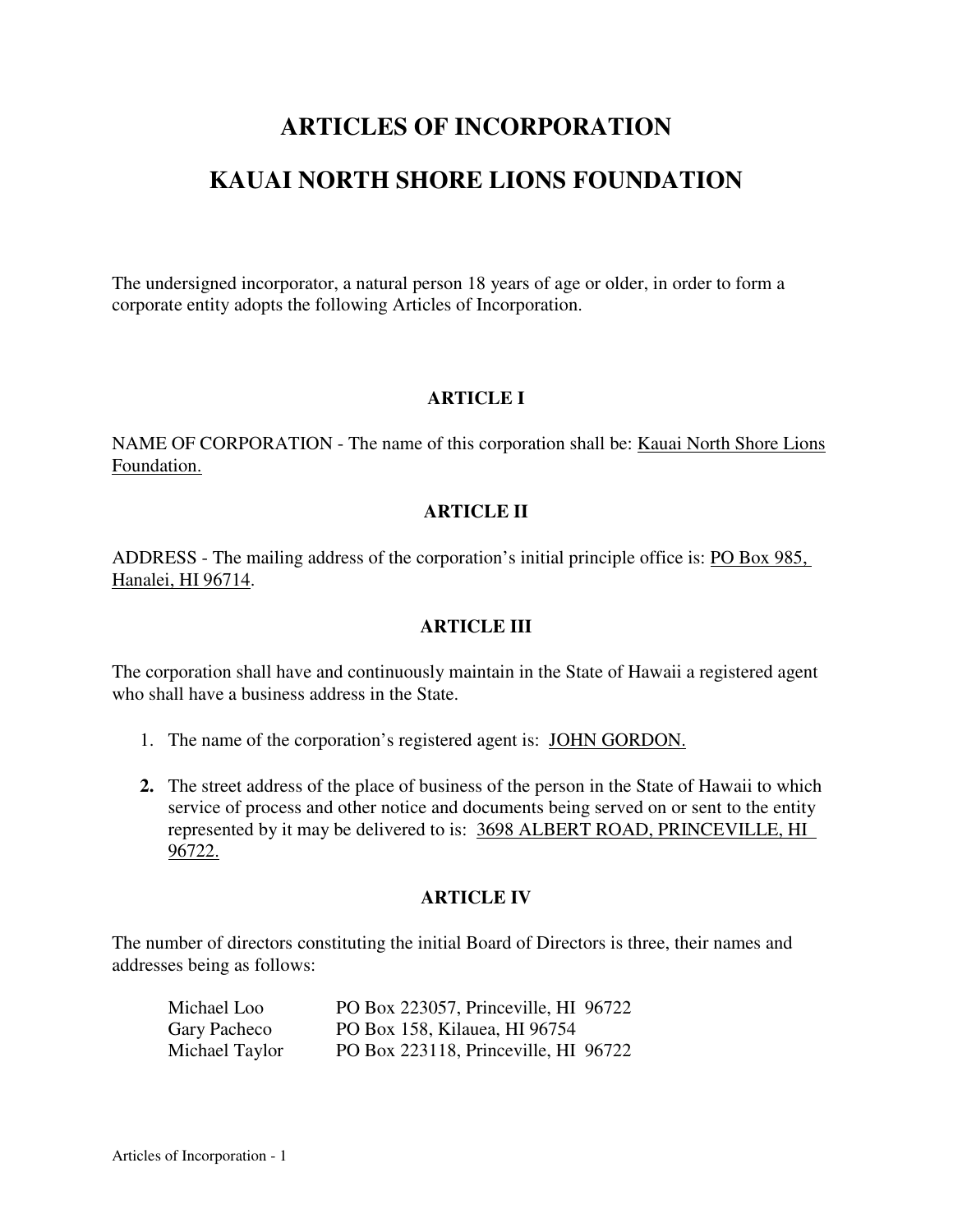# ARTICLES OF INCORPORATION

# KAUAI NORTH SHORE LIONS FOUNDATION

The undersigned incorporator, a natural person 18 years of age or older, in order to form a corporate entity adopts the following Articles of Incorporation.

### ARTICLE I

NAME OF CORPORATION - The name of this corporation shall be: Kauai North Shore Lions Foundation.

### ARTICLE II

ADDRESS - The mailing address of the corporation's initial principle office is: PO Box 985, Hanalei, HI 96714.

### ARTICLE III

The corporation shall have and continuously maintain in the State of Hawaii a registered agent who shall have a business address in the State.

1. The name of the corporation's registered agent is: JOHN GORDON.
2. The street address of the place of business of the person in the State of Hawaii to which service of process and other notice and documents being served on or sent to the entity represented by it may be delivered to is: 3698 ALBERT ROAD, PRINCEVILLE, HI 96722.

### ARTICLE IV

The number of directors constituting the initial Board of Directors is three, their names and addresses being as follows:

| | |
|---|---|
| Michael Loo | PO Box 223057, Princeville, HI 96722 |
| Gary Pacheco | PO Box 158, Kilauea, HI 96754 |
| Michael Taylor | PO Box 223118, Princeville, HI 96722 |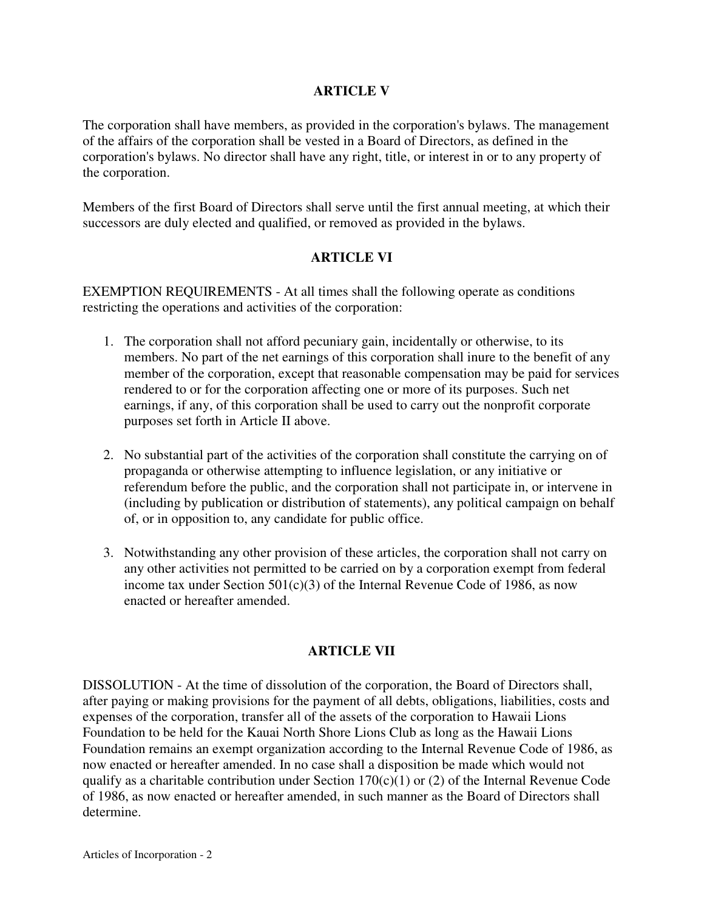## ARTICLE V

The corporation shall have members, as provided in the corporation's bylaws. The management of the affairs of the corporation shall be vested in a Board of Directors, as defined in the corporation's bylaws. No director shall have any right, title, or interest in or to any property of the corporation.

Members of the first Board of Directors shall serve until the first annual meeting, at which their successors are duly elected and qualified, or removed as provided in the bylaws.

## ARTICLE VI

EXEMPTION REQUIREMENTS - At all times shall the following operate as conditions restricting the operations and activities of the corporation:

1. The corporation shall not afford pecuniary gain, incidentally or otherwise, to its members. No part of the net earnings of this corporation shall inure to the benefit of any member of the corporation, except that reasonable compensation may be paid for services rendered to or for the corporation affecting one or more of its purposes. Such net earnings, if any, of this corporation shall be used to carry out the nonprofit corporate purposes set forth in Article II above.

2. No substantial part of the activities of the corporation shall constitute the carrying on of propaganda or otherwise attempting to influence legislation, or any initiative or referendum before the public, and the corporation shall not participate in, or intervene in (including by publication or distribution of statements), any political campaign on behalf of, or in opposition to, any candidate for public office.

3. Notwithstanding any other provision of these articles, the corporation shall not carry on any other activities not permitted to be carried on by a corporation exempt from federal income tax under Section 501(c)(3) of the Internal Revenue Code of 1986, as now enacted or hereafter amended.

## ARTICLE VII

DISSOLUTION - At the time of dissolution of the corporation, the Board of Directors shall, after paying or making provisions for the payment of all debts, obligations, liabilities, costs and expenses of the corporation, transfer all of the assets of the corporation to Hawaii Lions Foundation to be held for the Kauai North Shore Lions Club as long as the Hawaii Lions Foundation remains an exempt organization according to the Internal Revenue Code of 1986, as now enacted or hereafter amended. In no case shall a disposition be made which would not qualify as a charitable contribution under Section 170(c)(1) or (2) of the Internal Revenue Code of 1986, as now enacted or hereafter amended, in such manner as the Board of Directors shall determine.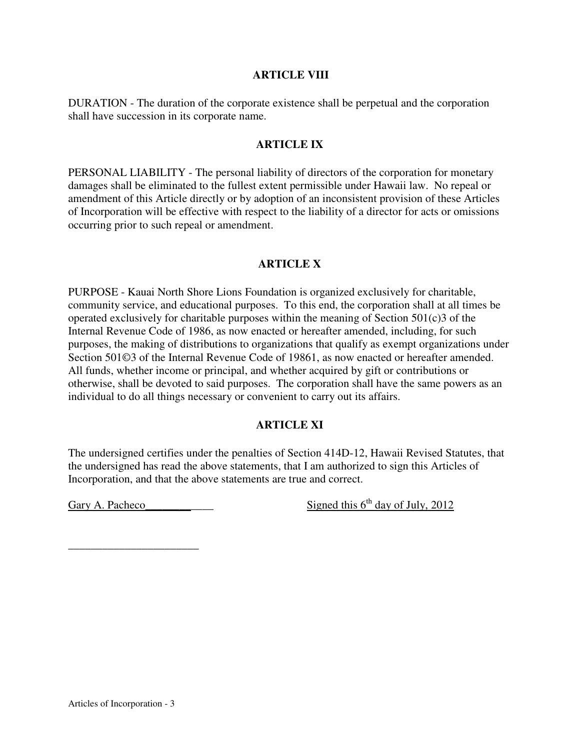**ARTICLE VIII**

DURATION - The duration of the corporate existence shall be perpetual and the corporation shall have succession in its corporate name.

**ARTICLE IX**

PERSONAL LIABILITY - The personal liability of directors of the corporation for monetary damages shall be eliminated to the fullest extent permissible under Hawaii law. No repeal or amendment of this Article directly or by adoption of an inconsistent provision of these Articles of Incorporation will be effective with respect to the liability of a director for acts or omissions occurring prior to such repeal or amendment.

**ARTICLE X**

PURPOSE - Kauai North Shore Lions Foundation is organized exclusively for charitable, community service, and educational purposes. To this end, the corporation shall at all times be operated exclusively for charitable purposes within the meaning of Section 501(c)3 of the Internal Revenue Code of 1986, as now enacted or hereafter amended, including, for such purposes, the making of distributions to organizations that qualify as exempt organizations under Section 501©3 of the Internal Revenue Code of 19861, as now enacted or hereafter amended. All funds, whether income or principal, and whether acquired by gift or contributions or otherwise, shall be devoted to said purposes. The corporation shall have the same powers as an individual to do all things necessary or convenient to carry out its affairs.

**ARTICLE XI**

The undersigned certifies under the penalties of Section 414D-12, Hawaii Revised Statutes, that the undersigned has read the above statements, that I am authorized to sign this Articles of Incorporation, and that the above statements are true and correct.

Gary A. Pacheco____________ Signed this 6th day of July, 2012

________________________